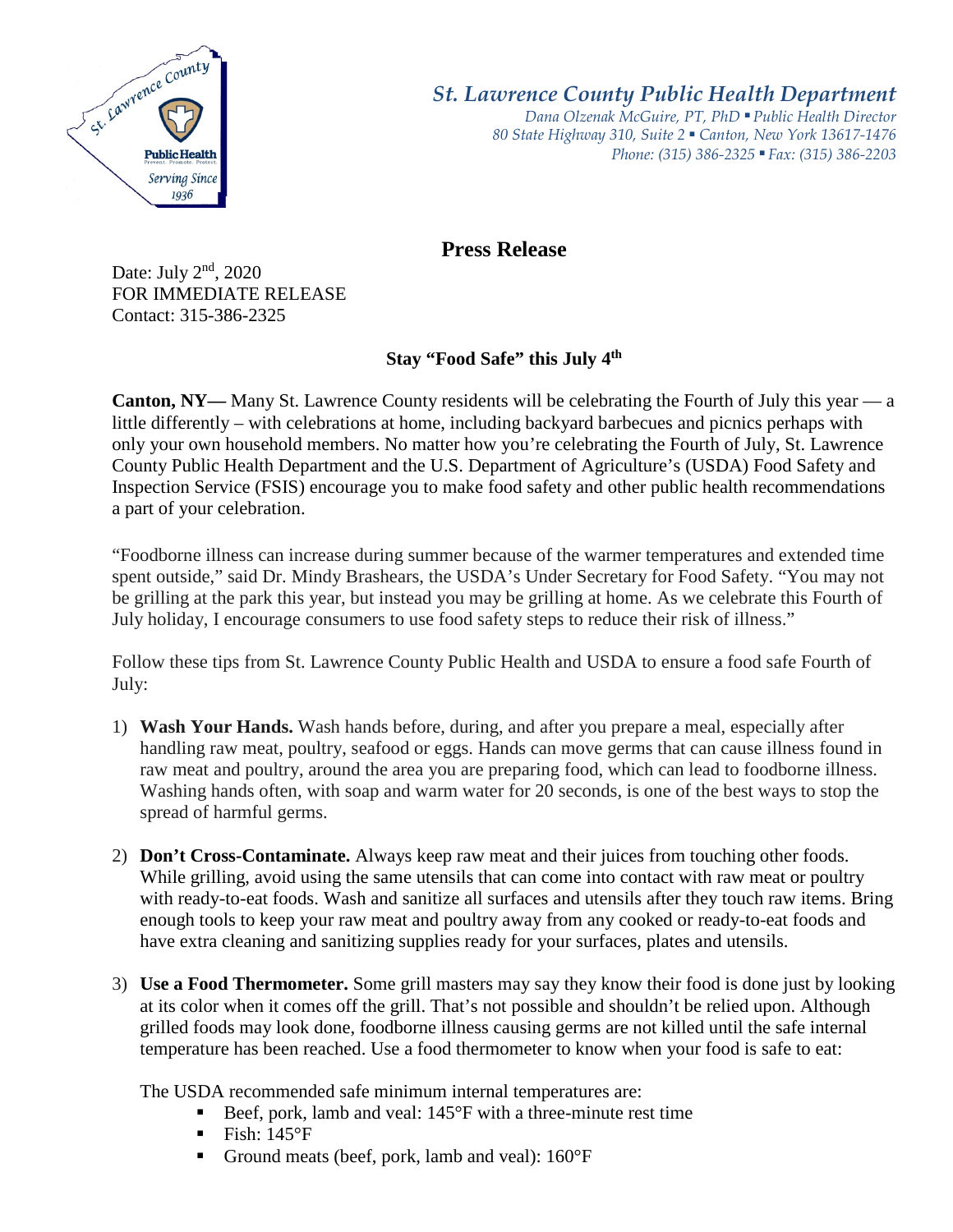*St. Lawrence County Public Health Department*
*Dana Olzenak McGuire, PT, PhD ▪ Public Health Director*
*80 State Highway 310, Suite 2 ▪ Canton, New York 13617-1476*
*Phone: (315) 386-2325 ▪ Fax: (315) 386-2203*

# Press Release

Date: July 2nd, 2020
FOR IMMEDIATE RELEASE
Contact: 315-386-2325

## Stay "Food Safe" this July 4th

**Canton, NY—** Many St. Lawrence County residents will be celebrating the Fourth of July this year — a little differently – with celebrations at home, including backyard barbecues and picnics perhaps with only your own household members. No matter how you're celebrating the Fourth of July, St. Lawrence County Public Health Department and the U.S. Department of Agriculture's (USDA) Food Safety and Inspection Service (FSIS) encourage you to make food safety and other public health recommendations a part of your celebration.

"Foodborne illness can increase during summer because of the warmer temperatures and extended time spent outside," said Dr. Mindy Brashears, the USDA's Under Secretary for Food Safety. "You may not be grilling at the park this year, but instead you may be grilling at home. As we celebrate this Fourth of July holiday, I encourage consumers to use food safety steps to reduce their risk of illness."

Follow these tips from St. Lawrence County Public Health and USDA to ensure a food safe Fourth of July:

1) **Wash Your Hands.** Wash hands before, during, and after you prepare a meal, especially after handling raw meat, poultry, seafood or eggs. Hands can move germs that can cause illness found in raw meat and poultry, around the area you are preparing food, which can lead to foodborne illness. Washing hands often, with soap and warm water for 20 seconds, is one of the best ways to stop the spread of harmful germs.

2) **Don't Cross-Contaminate.** Always keep raw meat and their juices from touching other foods. While grilling, avoid using the same utensils that can come into contact with raw meat or poultry with ready-to-eat foods. Wash and sanitize all surfaces and utensils after they touch raw items. Bring enough tools to keep your raw meat and poultry away from any cooked or ready-to-eat foods and have extra cleaning and sanitizing supplies ready for your surfaces, plates and utensils.

3) **Use a Food Thermometer.** Some grill masters may say they know their food is done just by looking at its color when it comes off the grill. That's not possible and shouldn't be relied upon. Although grilled foods may look done, foodborne illness causing germs are not killed until the safe internal temperature has been reached. Use a food thermometer to know when your food is safe to eat:

   The USDA recommended safe minimum internal temperatures are:
   - Beef, pork, lamb and veal: 145°F with a three-minute rest time
   - Fish: 145°F
   - Ground meats (beef, pork, lamb and veal): 160°F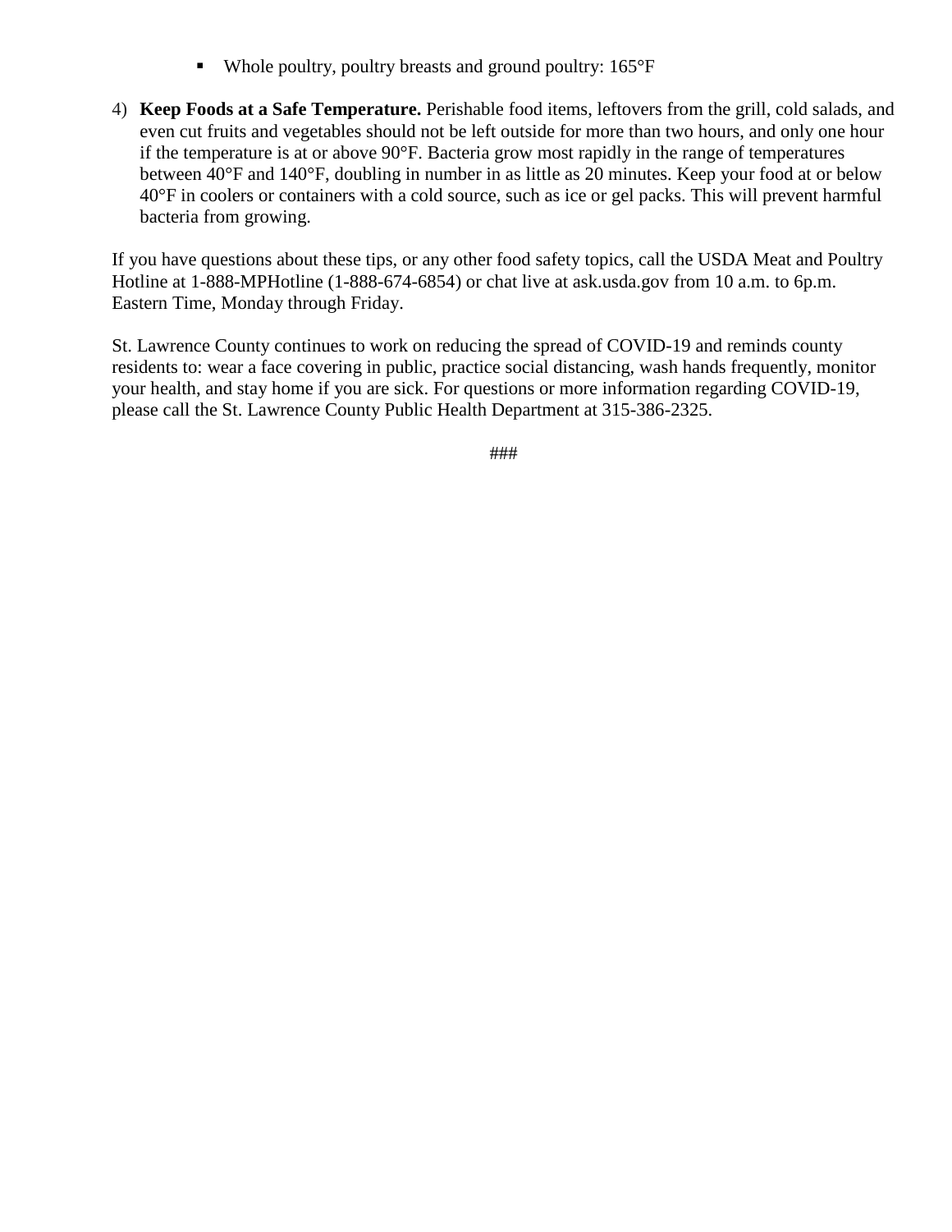- Whole poultry, poultry breasts and ground poultry: 165°F

4) **Keep Foods at a Safe Temperature.** Perishable food items, leftovers from the grill, cold salads, and even cut fruits and vegetables should not be left outside for more than two hours, and only one hour if the temperature is at or above 90°F. Bacteria grow most rapidly in the range of temperatures between 40°F and 140°F, doubling in number in as little as 20 minutes. Keep your food at or below 40°F in coolers or containers with a cold source, such as ice or gel packs. This will prevent harmful bacteria from growing.

If you have questions about these tips, or any other food safety topics, call the USDA Meat and Poultry Hotline at 1-888-MPHotline (1-888-674-6854) or chat live at ask.usda.gov from 10 a.m. to 6p.m. Eastern Time, Monday through Friday.

St. Lawrence County continues to work on reducing the spread of COVID-19 and reminds county residents to: wear a face covering in public, practice social distancing, wash hands frequently, monitor your health, and stay home if you are sick. For questions or more information regarding COVID-19, please call the St. Lawrence County Public Health Department at 315-386-2325.

###